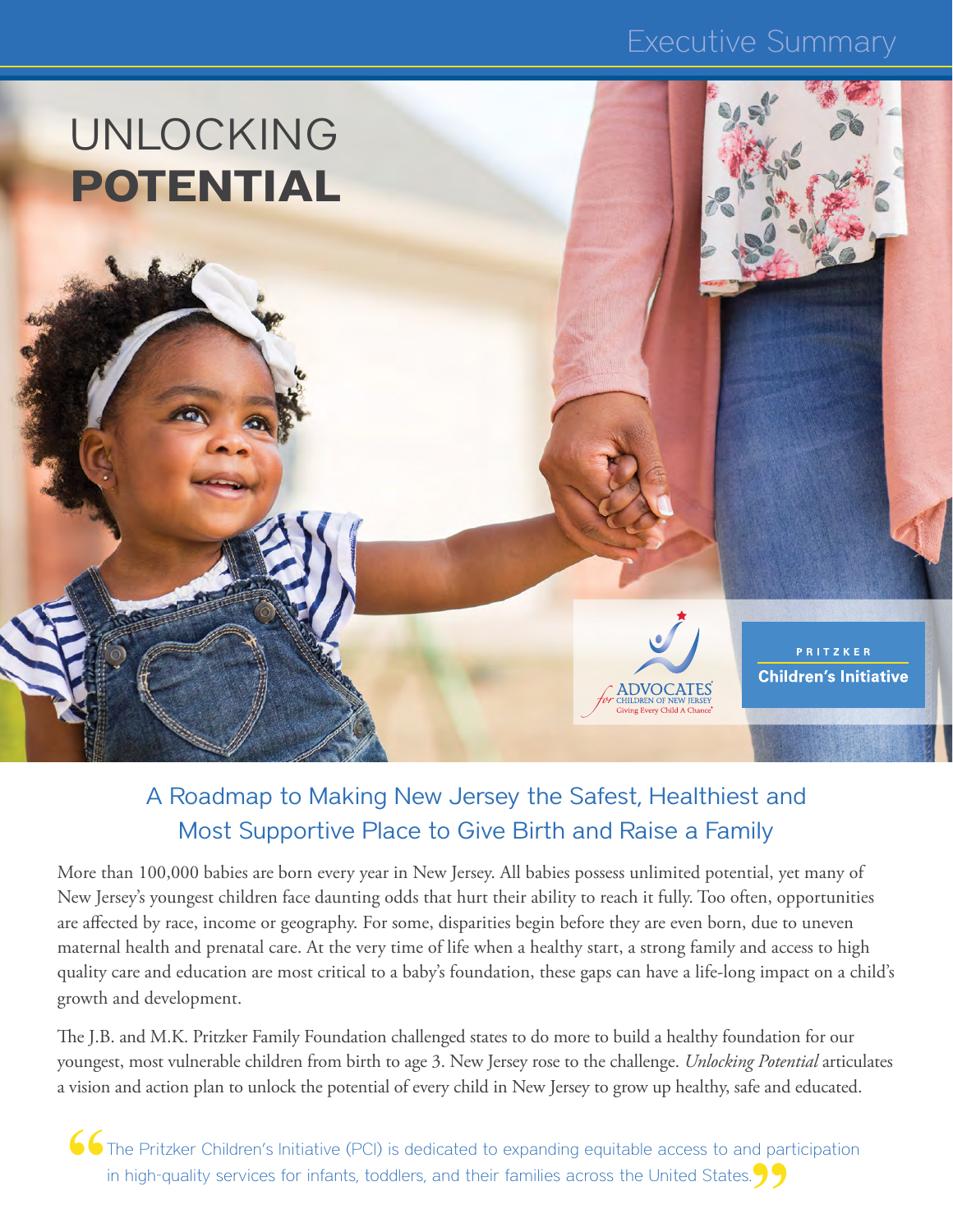Executive Summary

# UNLOCKING **POTENTIAL**

ADVOCATES for CHILDREN OF NEW JERSEY
Giving Every Child A Chance

PRITZKER Children's Initiative

## A Roadmap to Making New Jersey the Safest, Healthiest and Most Supportive Place to Give Birth and Raise a Family

More than 100,000 babies are born every year in New Jersey. All babies possess unlimited potential, yet many of New Jersey's youngest children face daunting odds that hurt their ability to reach it fully. Too often, opportunities are affected by race, income or geography. For some, disparities begin before they are even born, due to uneven maternal health and prenatal care. At the very time of life when a healthy start, a strong family and access to high quality care and education are most critical to a baby's foundation, these gaps can have a life-long impact on a child's growth and development.

The J.B. and M.K. Pritzker Family Foundation challenged states to do more to build a healthy foundation for our youngest, most vulnerable children from birth to age 3. New Jersey rose to the challenge. *Unlocking Potential* articulates a vision and action plan to unlock the potential of every child in New Jersey to grow up healthy, safe and educated.

> "The Pritzker Children's Initiative (PCI) is dedicated to expanding equitable access to and participation in high-quality services for infants, toddlers, and their families across the United States."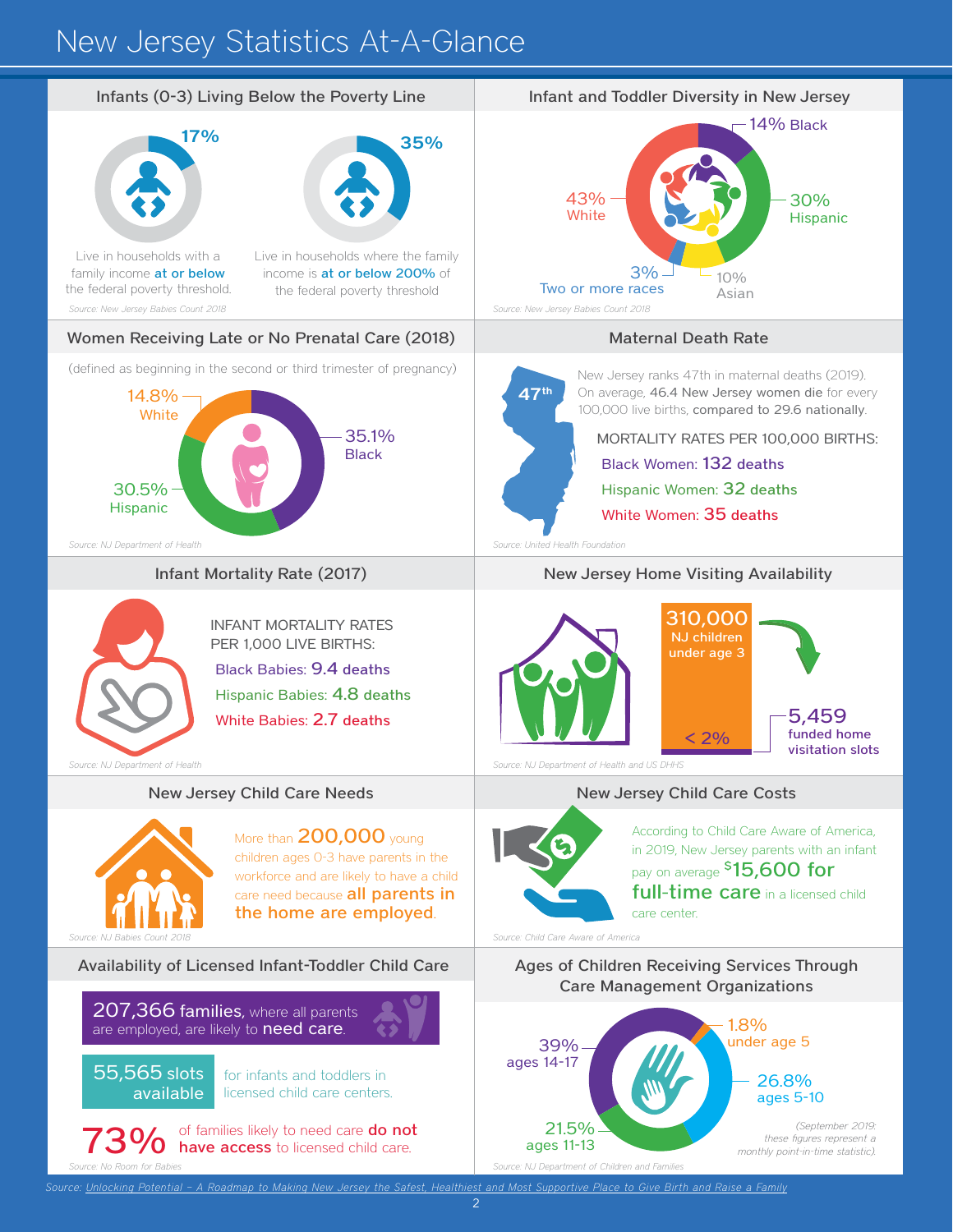# New Jersey Statistics At-A-Glance

## Infants (0-3) Living Below the Poverty Line

**17%**

Live in households with a family income **at or below** the federal poverty threshold.

**35%**

Live in households where the family income is **at or below 200%** of the federal poverty threshold

*Source: New Jersey Babies Count 2018*

## Infant and Toddler Diversity in New Jersey

- 14% Black
- 30% Hispanic
- 10% Asian
- 3% Two or more races
- 43% White

*Source: New Jersey Babies Count 2018*

## Women Receiving Late or No Prenatal Care (2018)

(defined as beginning in the second or third trimester of pregnancy)

- 14.8% White
- 35.1% Black
- 30.5% Hispanic

*Source: NJ Department of Health*

## Maternal Death Rate

47th

New Jersey ranks 47th in maternal deaths (2019). On average, **46.4 New Jersey women die** for every 100,000 live births, **compared to 29.6 nationally**.

MORTALITY RATES PER 100,000 BIRTHS:

- Black Women: **132 deaths**
- Hispanic Women: **32 deaths**
- White Women: **35 deaths**

*Source: United Health Foundation*

## Infant Mortality Rate (2017)

INFANT MORTALITY RATES PER 1,000 LIVE BIRTHS:

- Black Babies: **9.4 deaths**
- Hispanic Babies: **4.8 deaths**
- White Babies: **2.7 deaths**

*Source: NJ Department of Health*

## New Jersey Home Visiting Availability

**310,000** NJ children under age 3

< 2%

**5,459** funded home visitation slots

*Source: NJ Department of Health and US DHHS*

## New Jersey Child Care Needs

More than **200,000** young children ages 0-3 have parents in the workforce and are likely to have a child care need because **all parents in the home are employed**.

*Source: NJ Babies Count 2018*

## New Jersey Child Care Costs

According to Child Care Aware of America, in 2019, New Jersey parents with an infant pay on average **$15,600 for full-time care** in a licensed child care center.

*Source: Child Care Aware of America*

## Availability of Licensed Infant-Toddler Child Care

**207,366 families,** where all parents are employed, are likely to **need care**.

**55,565 slots available** for infants and toddlers in licensed child care centers.

**73%** of families likely to need care **do not have access** to licensed child care.

*Source: No Room for Babies*

## Ages of Children Receiving Services Through Care Management Organizations

- 1.8% under age 5
- 26.8% ages 5-10
- 21.5% ages 11-13
- 39% ages 14-17

*(September 2019: these figures represent a monthly point-in-time statistic).*

*Source: NJ Department of Children and Families*

Source: Unlocking Potential – A Roadmap to Making New Jersey the Safest, Healthiest and Most Supportive Place to Give Birth and Raise a Family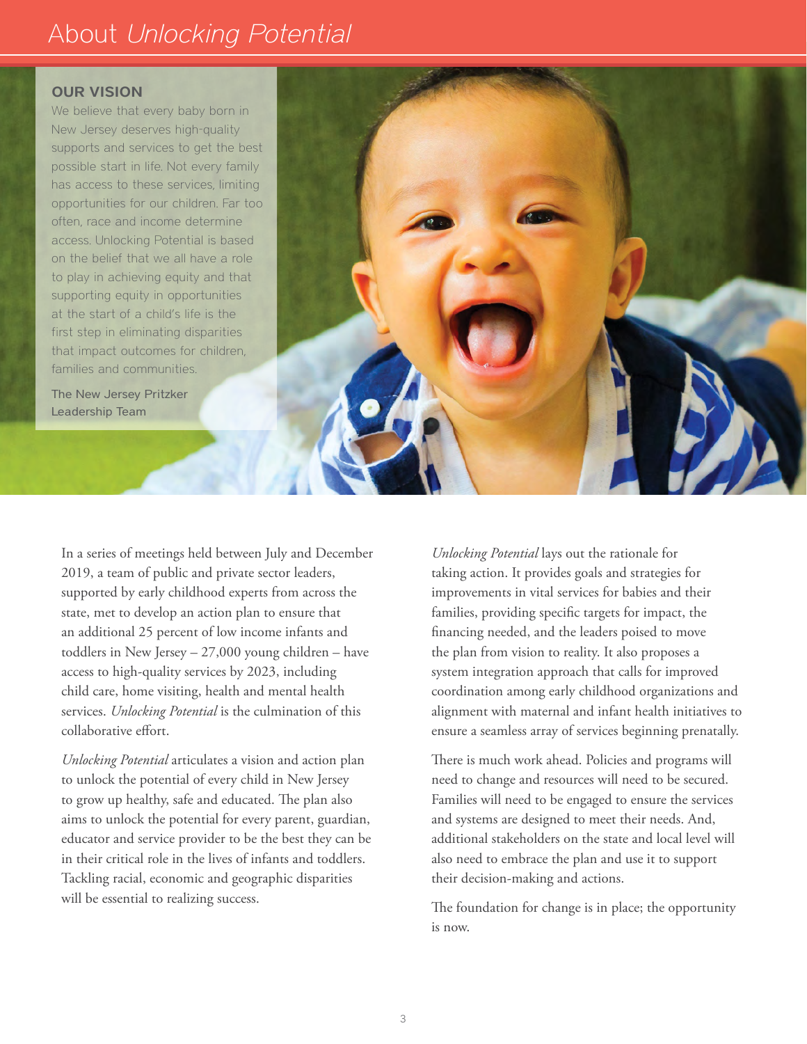# About *Unlocking Potential*

**OUR VISION**

We believe that every baby born in New Jersey deserves high-quality supports and services to get the best possible start in life. Not every family has access to these services, limiting opportunities for our children. Far too often, race and income determine access. Unlocking Potential is based on the belief that we all have a role to play in achieving equity and that supporting equity in opportunities at the start of a child's life is the first step in eliminating disparities that impact outcomes for children, families and communities.

The New Jersey Pritzker Leadership Team

In a series of meetings held between July and December 2019, a team of public and private sector leaders, supported by early childhood experts from across the state, met to develop an action plan to ensure that an additional 25 percent of low income infants and toddlers in New Jersey – 27,000 young children – have access to high-quality services by 2023, including child care, home visiting, health and mental health services. *Unlocking Potential* is the culmination of this collaborative effort.

*Unlocking Potential* articulates a vision and action plan to unlock the potential of every child in New Jersey to grow up healthy, safe and educated. The plan also aims to unlock the potential for every parent, guardian, educator and service provider to be the best they can be in their critical role in the lives of infants and toddlers. Tackling racial, economic and geographic disparities will be essential to realizing success.

*Unlocking Potential* lays out the rationale for taking action. It provides goals and strategies for improvements in vital services for babies and their families, providing specific targets for impact, the financing needed, and the leaders poised to move the plan from vision to reality. It also proposes a system integration approach that calls for improved coordination among early childhood organizations and alignment with maternal and infant health initiatives to ensure a seamless array of services beginning prenatally.

There is much work ahead. Policies and programs will need to change and resources will need to be secured. Families will need to be engaged to ensure the services and systems are designed to meet their needs. And, additional stakeholders on the state and local level will also need to embrace the plan and use it to support their decision-making and actions.

The foundation for change is in place; the opportunity is now.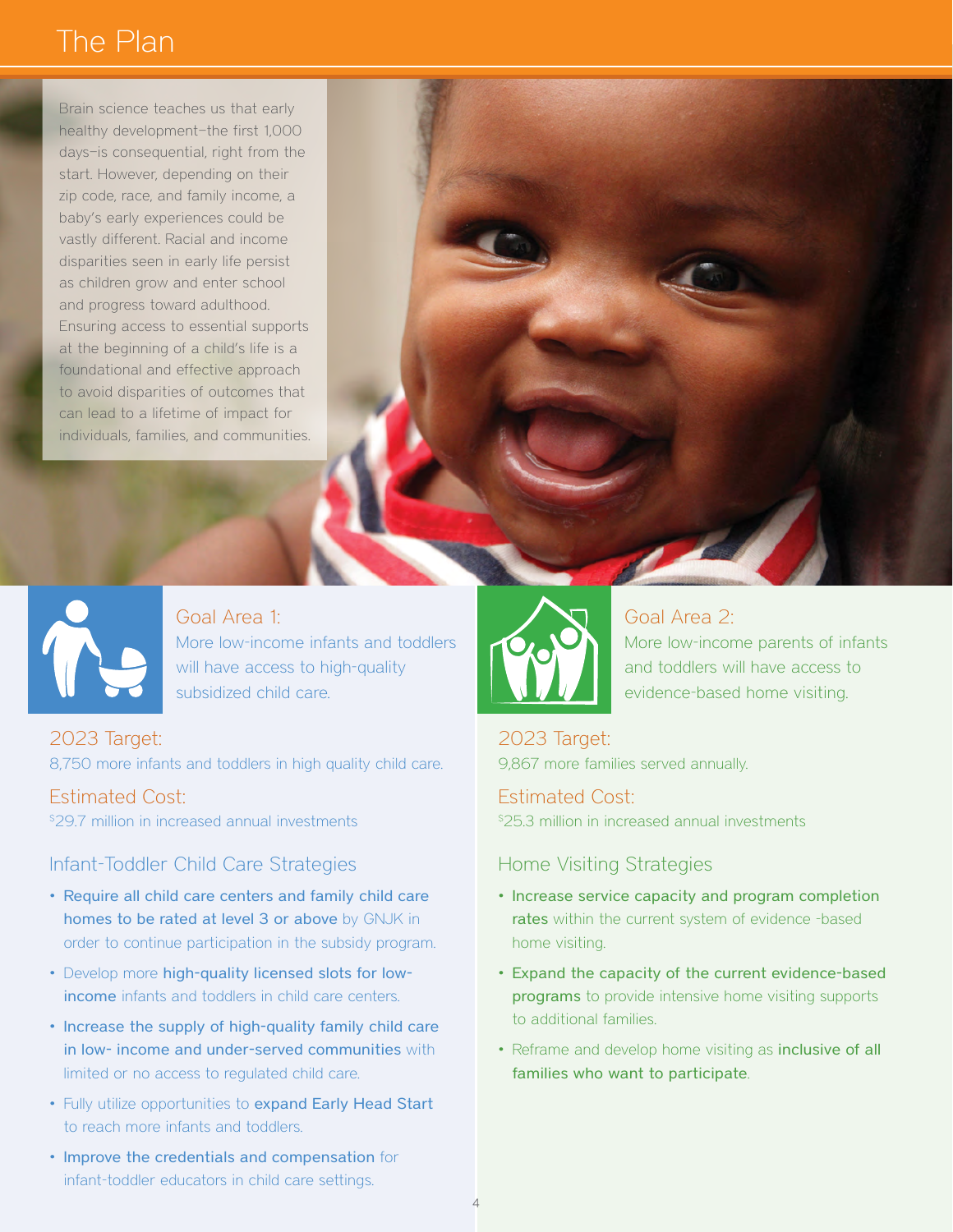# The Plan

Brain science teaches us that early healthy development—the first 1,000 days—is consequential, right from the start. However, depending on their zip code, race, and family income, a baby's early experiences could be vastly different. Racial and income disparities seen in early life persist as children grow and enter school and progress toward adulthood. Ensuring access to essential supports at the beginning of a child's life is a foundational and effective approach to avoid disparities of outcomes that can lead to a lifetime of impact for individuals, families, and communities.

## Goal Area 1:

More low-income infants and toddlers will have access to high-quality subsidized child care.

### 2023 Target:

8,750 more infants and toddlers in high quality child care.

### Estimated Cost:

$29.7 million in increased annual investments

### Infant-Toddler Child Care Strategies

- **Require all child care centers and family child care homes to be rated at level 3 or above** by GNJK in order to continue participation in the subsidy program.
- Develop more **high-quality licensed slots for low-income** infants and toddlers in child care centers.
- **Increase the supply of high-quality family child care in low- income and under-served communities** with limited or no access to regulated child care.
- Fully utilize opportunities to **expand Early Head Start** to reach more infants and toddlers.
- **Improve the credentials and compensation** for infant-toddler educators in child care settings.

## Goal Area 2:

More low-income parents of infants and toddlers will have access to evidence-based home visiting.

### 2023 Target:

9,867 more families served annually.

### Estimated Cost:

$25.3 million in increased annual investments

### Home Visiting Strategies

- **Increase service capacity and program completion rates** within the current system of evidence -based home visiting.
- **Expand the capacity of the current evidence-based programs** to provide intensive home visiting supports to additional families.
- Reframe and develop home visiting as **inclusive of all families who want to participate**.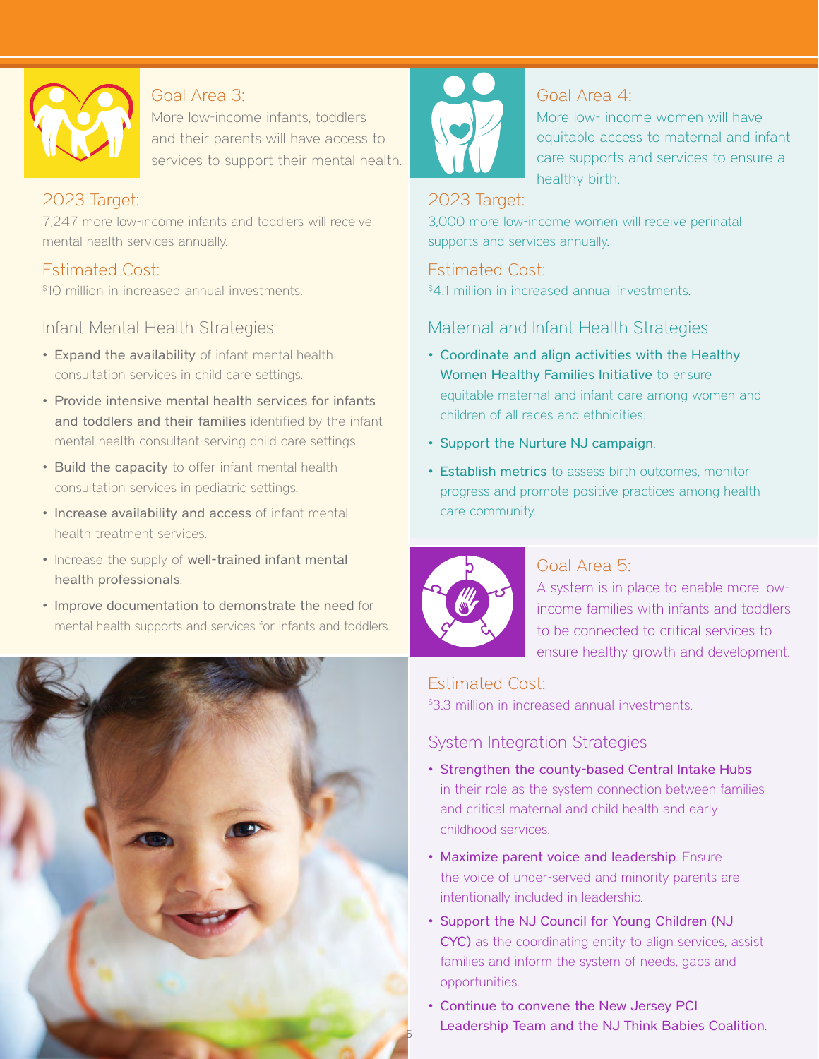## Goal Area 3:

More low-income infants, toddlers and their parents will have access to services to support their mental health.

### 2023 Target:

7,247 more low-income infants and toddlers will receive mental health services annually.

### Estimated Cost:

$10 million in increased annual investments.

### Infant Mental Health Strategies

- **Expand the availability** of infant mental health consultation services in child care settings.
- **Provide intensive mental health services for infants and toddlers and their families** identified by the infant mental health consultant serving child care settings.
- **Build the capacity** to offer infant mental health consultation services in pediatric settings.
- **Increase availability and access** of infant mental health treatment services.
- Increase the supply of **well-trained infant mental health professionals**.
- **Improve documentation to demonstrate the need** for mental health supports and services for infants and toddlers.

## Goal Area 4:

More low- income women will have equitable access to maternal and infant care supports and services to ensure a healthy birth.

### 2023 Target:

3,000 more low-income women will receive perinatal supports and services annually.

### Estimated Cost:

$4.1 million in increased annual investments.

### Maternal and Infant Health Strategies

- **Coordinate and align activities with the Healthy Women Healthy Families Initiative** to ensure equitable maternal and infant care among women and children of all races and ethnicities.
- **Support the Nurture NJ campaign**.
- **Establish metrics** to assess birth outcomes, monitor progress and promote positive practices among health care community.

## Goal Area 5:

A system is in place to enable more low-income families with infants and toddlers to be connected to critical services to ensure healthy growth and development.

### Estimated Cost:

$3.3 million in increased annual investments.

### System Integration Strategies

- **Strengthen the county-based Central Intake Hubs** in their role as the system connection between families and critical maternal and child health and early childhood services.
- **Maximize parent voice and leadership**. Ensure the voice of under-served and minority parents are intentionally included in leadership.
- **Support the NJ Council for Young Children (NJ CYC)** as the coordinating entity to align services, assist families and inform the system of needs, gaps and opportunities.
- **Continue to convene the New Jersey PCI Leadership Team and the NJ Think Babies Coalition**.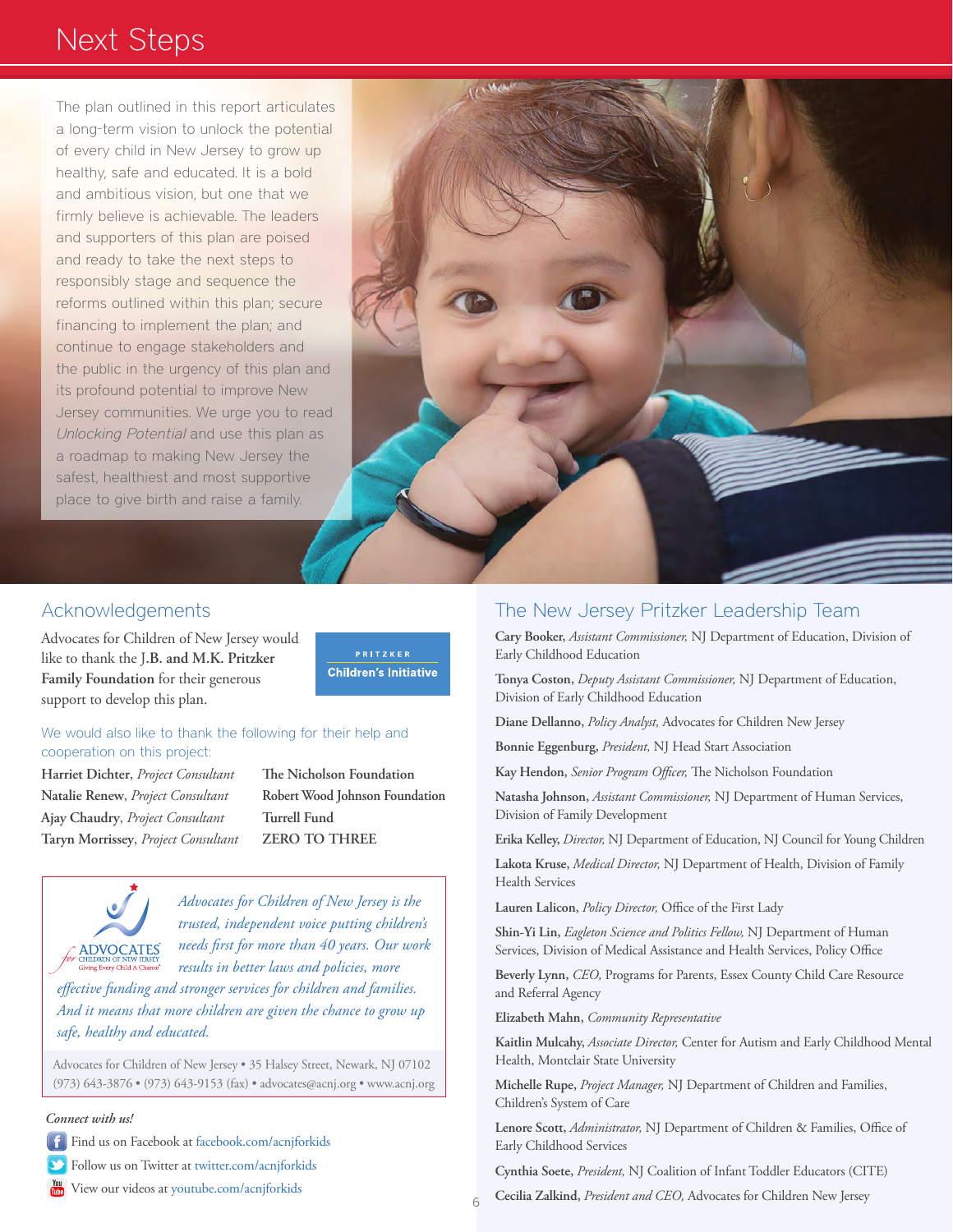# Next Steps

The plan outlined in this report articulates a long-term vision to unlock the potential of every child in New Jersey to grow up healthy, safe and educated. It is a bold and ambitious vision, but one that we firmly believe is achievable. The leaders and supporters of this plan are poised and ready to take the next steps to responsibly stage and sequence the reforms outlined within this plan; secure financing to implement the plan; and continue to engage stakeholders and the public in the urgency of this plan and its profound potential to improve New Jersey communities. We urge you to read *Unlocking Potential* and use this plan as a roadmap to making New Jersey the safest, healthiest and most supportive place to give birth and raise a family.

## Acknowledgements

Advocates for Children of New Jersey would like to thank the **J.B. and M.K. Pritzker Family Foundation** for their generous support to develop this plan.

PRITZKER Children's Initiative

We would also like to thank the following for their help and cooperation on this project:

**Harriet Dichter**, *Project Consultant*
**Natalie Renew**, *Project Consultant*
**Ajay Chaudry**, *Project Consultant*
**Taryn Morrissey**, *Project Consultant*

**The Nicholson Foundation**
**Robert Wood Johnson Foundation**
**Turrell Fund**
**ZERO TO THREE**

ADVOCATES for CHILDREN OF NEW JERSEY — Giving Every Child A Chance

*Advocates for Children of New Jersey is the trusted, independent voice putting children's needs first for more than 40 years. Our work results in better laws and policies, more effective funding and stronger services for children and families. And it means that more children are given the chance to grow up safe, healthy and educated.*

Advocates for Children of New Jersey • 35 Halsey Street, Newark, NJ 07102
(973) 643-3876 • (973) 643-9153 (fax) • advocates@acnj.org • www.acnj.org

*Connect with us!*

- Find us on Facebook at facebook.com/acnjforkids
- Follow us on Twitter at twitter.com/acnjforkids
- View our videos at youtube.com/acnjforkids

## The New Jersey Pritzker Leadership Team

**Cary Booker**, *Assistant Commissioner,* NJ Department of Education, Division of Early Childhood Education

**Tonya Coston**, *Deputy Assistant Commissioner,* NJ Department of Education, Division of Early Childhood Education

**Diane Dellanno**, *Policy Analyst,* Advocates for Children New Jersey

**Bonnie Eggenburg**, *President,* NJ Head Start Association

**Kay Hendon**, *Senior Program Officer,* The Nicholson Foundation

**Natasha Johnson**, *Assistant Commissioner,* NJ Department of Human Services, Division of Family Development

**Erika Kelley**, *Director,* NJ Department of Education, NJ Council for Young Children

**Lakota Kruse**, *Medical Director,* NJ Department of Health, Division of Family Health Services

**Lauren Lalicon**, *Policy Director,* Office of the First Lady

**Shin-Yi Lin**, *Eagleton Science and Politics Fellow,* NJ Department of Human Services, Division of Medical Assistance and Health Services, Policy Office

**Beverly Lynn**, *CEO,* Programs for Parents, Essex County Child Care Resource and Referral Agency

**Elizabeth Mahn**, *Community Representative*

**Kaitlin Mulcahy**, *Associate Director,* Center for Autism and Early Childhood Mental Health, Montclair State University

**Michelle Rupe**, *Project Manager,* NJ Department of Children and Families, Children's System of Care

**Lenore Scott**, *Administrator,* NJ Department of Children & Families, Office of Early Childhood Services

**Cynthia Soete**, *President,* NJ Coalition of Infant Toddler Educators (CITE)

**Cecilia Zalkind**, *President and CEO,* Advocates for Children New Jersey